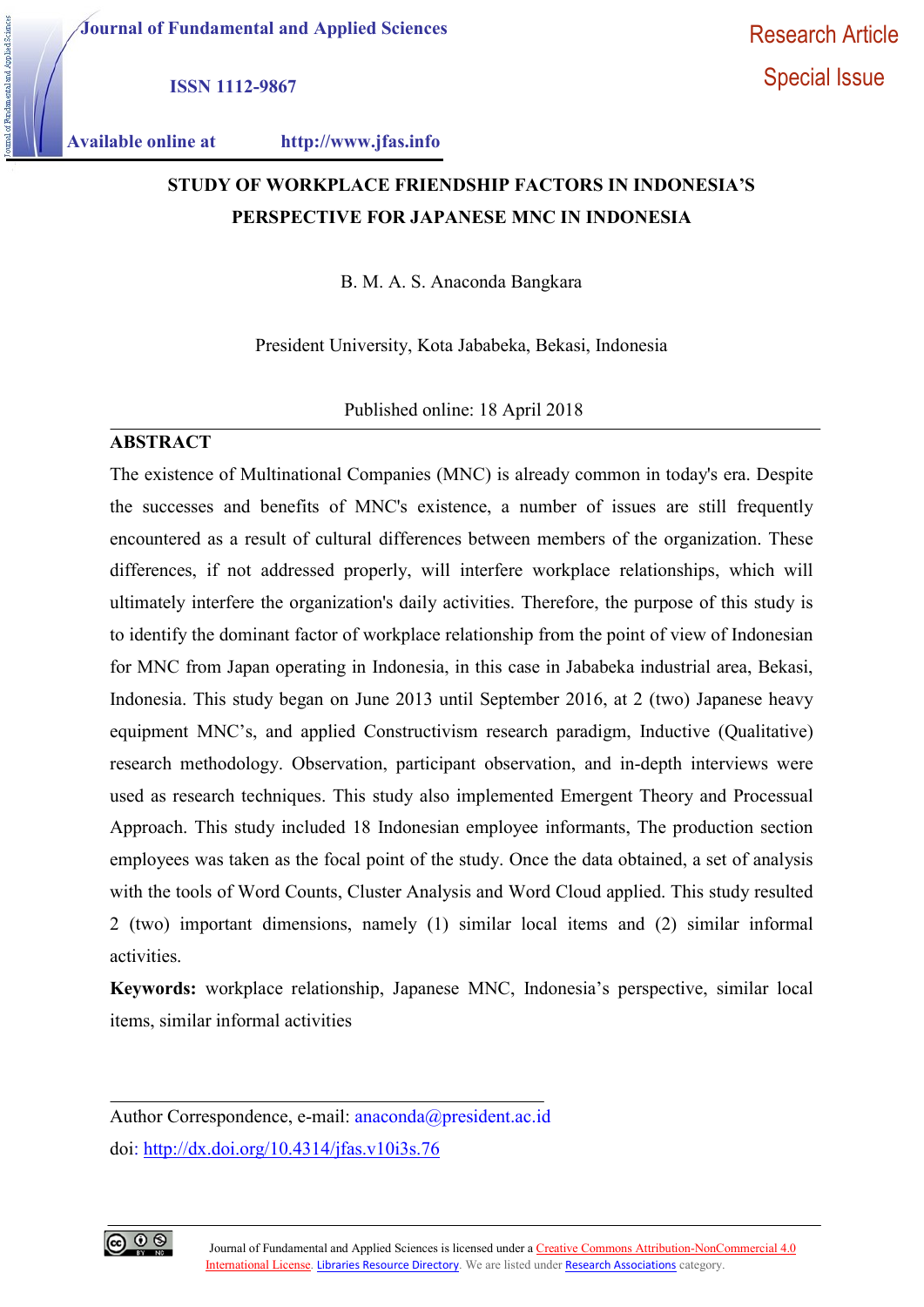Journal of Fundamental and Applied Sciences

ISSN 1112-9867

Available online at http://www.jfas.info

Research Article

Special Issue

# STUDY OF WORKPLACE FRIENDSHIP FACTORS IN INDONESIA'S PERSPECTIVE FOR JAPANESE MNC IN INDONESIA

B. M. A. S. Anaconda Bangkara

President University, Kota Jababeka, Bekasi, Indonesia

Published online: 18 April 2018

## ABSTRACT

The existence of Multinational Companies (MNC) is already common in today's era. Despite the successes and benefits of MNC's existence, a number of issues are still frequently encountered as a result of cultural differences between members of the organization. These differences, if not addressed properly, will interfere workplace relationships, which will ultimately interfere the organization's daily activities. Therefore, the purpose of this study is to identify the dominant factor of workplace relationship from the point of view of Indonesian for MNC from Japan operating in Indonesia, in this case in Jababeka industrial area, Bekasi, Indonesia. This study began on June 2013 until September 2016, at 2 (two) Japanese heavy equipment MNC's, and applied Constructivism research paradigm, Inductive (Qualitative) research methodology. Observation, participant observation, and in-depth interviews were used as research techniques. This study also implemented Emergent Theory and Processual Approach. This study included 18 Indonesian employee informants, The production section employees was taken as the focal point of the study. Once the data obtained, a set of analysis with the tools of Word Counts, Cluster Analysis and Word Cloud applied. This study resulted 2 (two) important dimensions, namely (1) similar local items and (2) similar informal activities.

**Keywords:** workplace relationship, Japanese MNC, Indonesia's perspective, similar local items, similar informal activities

Author Correspondence, e-mail: anaconda@president.ac.id

doi: http://dx.doi.org/10.4314/jfas.v10i3s.76

Journal of Fundamental and Applied Sciences is licensed under a Creative Commons Attribution-NonCommercial 4.0 International License. Libraries Resource Directory. We are listed under Research Associations category.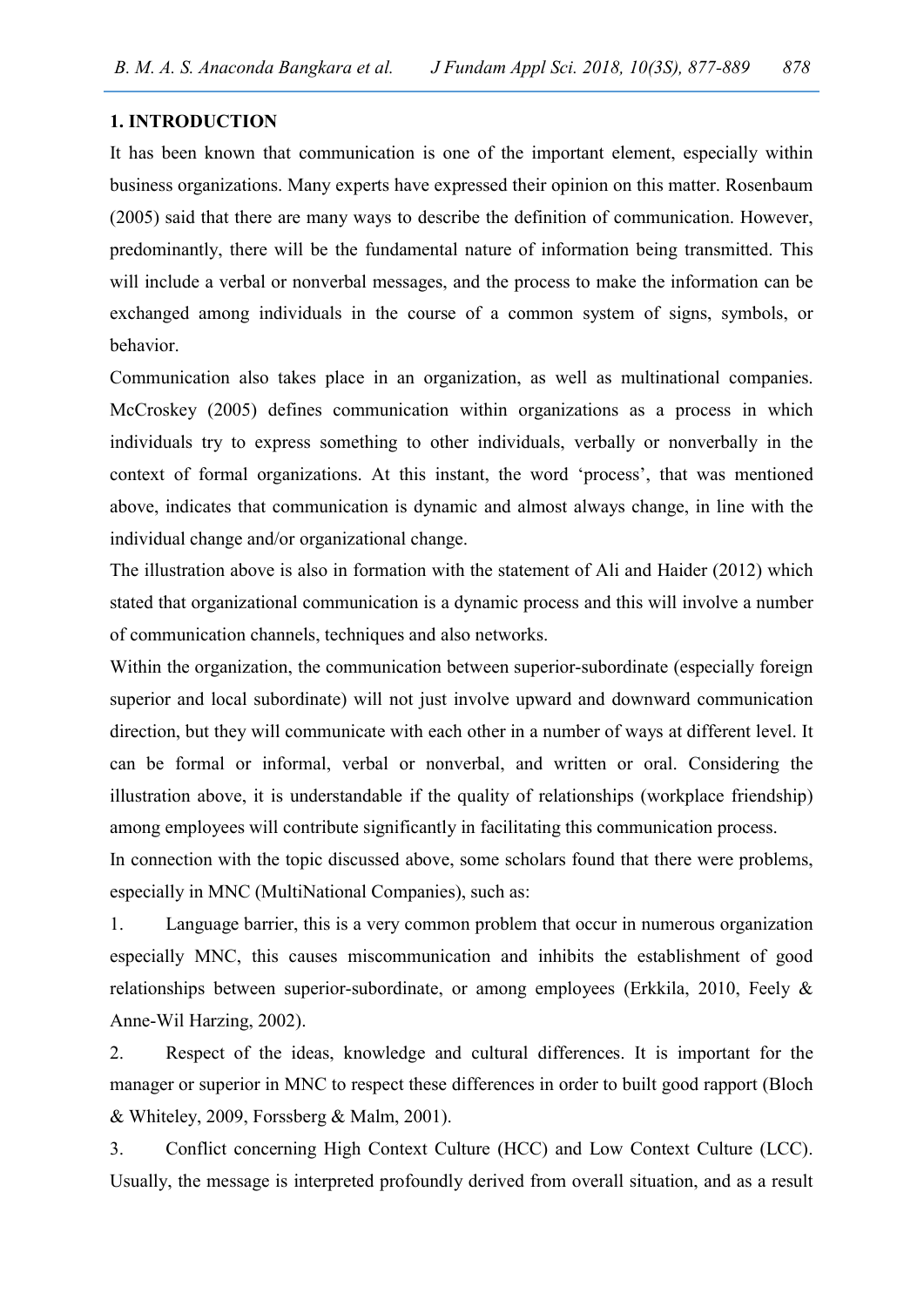## 1. INTRODUCTION

It has been known that communication is one of the important element, especially within business organizations. Many experts have expressed their opinion on this matter. Rosenbaum (2005) said that there are many ways to describe the definition of communication. However, predominantly, there will be the fundamental nature of information being transmitted. This will include a verbal or nonverbal messages, and the process to make the information can be exchanged among individuals in the course of a common system of signs, symbols, or behavior.

Communication also takes place in an organization, as well as multinational companies. McCroskey (2005) defines communication within organizations as a process in which individuals try to express something to other individuals, verbally or nonverbally in the context of formal organizations. At this instant, the word 'process', that was mentioned above, indicates that communication is dynamic and almost always change, in line with the individual change and/or organizational change.

The illustration above is also in formation with the statement of Ali and Haider (2012) which stated that organizational communication is a dynamic process and this will involve a number of communication channels, techniques and also networks.

Within the organization, the communication between superior-subordinate (especially foreign superior and local subordinate) will not just involve upward and downward communication direction, but they will communicate with each other in a number of ways at different level. It can be formal or informal, verbal or nonverbal, and written or oral. Considering the illustration above, it is understandable if the quality of relationships (workplace friendship) among employees will contribute significantly in facilitating this communication process.

In connection with the topic discussed above, some scholars found that there were problems, especially in MNC (MultiNational Companies), such as:

1. Language barrier, this is a very common problem that occur in numerous organization especially MNC, this causes miscommunication and inhibits the establishment of good relationships between superior-subordinate, or among employees (Erkkila, 2010, Feely & Anne-Wil Harzing, 2002).

2. Respect of the ideas, knowledge and cultural differences. It is important for the manager or superior in MNC to respect these differences in order to built good rapport (Bloch & Whiteley, 2009, Forssberg & Malm, 2001).

3. Conflict concerning High Context Culture (HCC) and Low Context Culture (LCC). Usually, the message is interpreted profoundly derived from overall situation, and as a result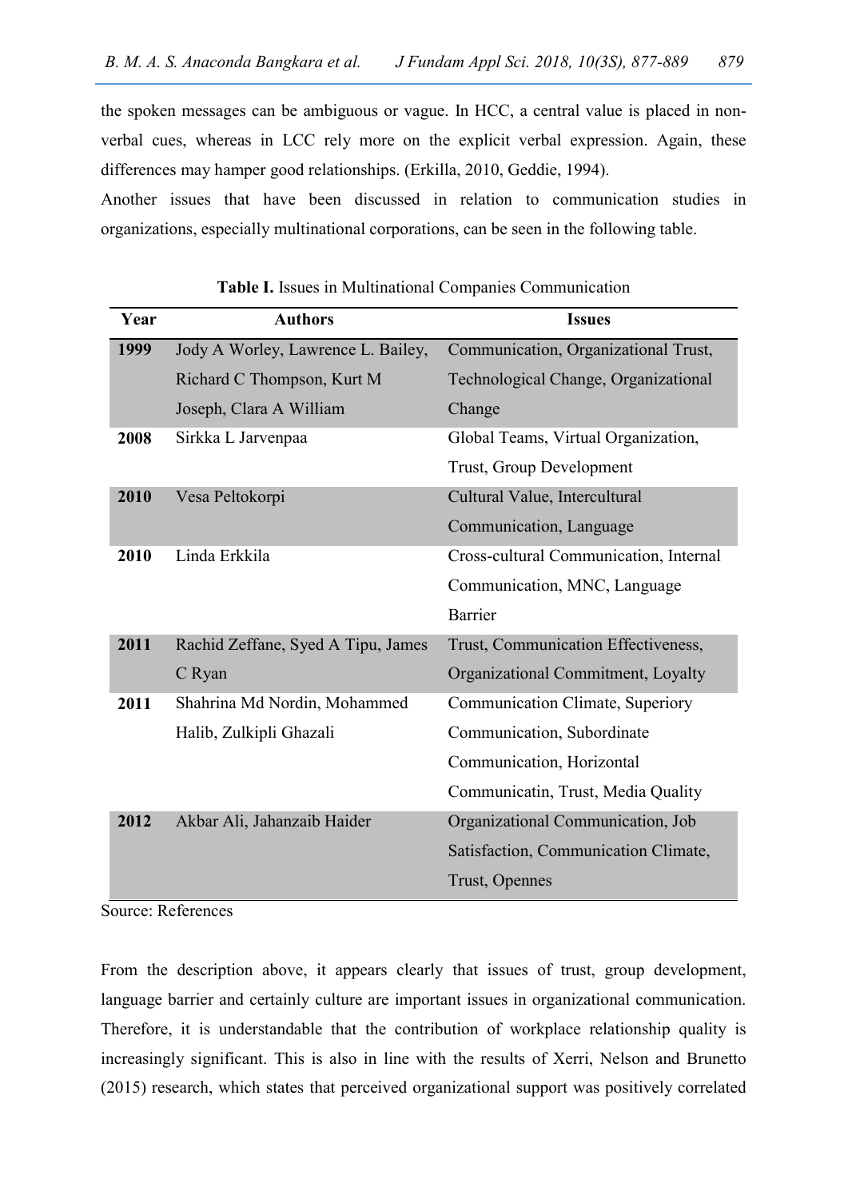the spoken messages can be ambiguous or vague. In HCC, a central value is placed in non-verbal cues, whereas in LCC rely more on the explicit verbal expression. Again, these differences may hamper good relationships. (Erkilla, 2010, Geddie, 1994).

Another issues that have been discussed in relation to communication studies in organizations, especially multinational corporations, can be seen in the following table.

**Table I.** Issues in Multinational Companies Communication

| Year | Authors | Issues |
|---|---|---|
| **1999** | Jody A Worley, Lawrence L. Bailey, Richard C Thompson, Kurt M Joseph, Clara A William | Communication, Organizational Trust, Technological Change, Organizational Change |
| **2008** | Sirkka L Jarvenpaa | Global Teams, Virtual Organization, Trust, Group Development |
| **2010** | Vesa Peltokorpi | Cultural Value, Intercultural Communication, Language |
| **2010** | Linda Erkkila | Cross-cultural Communication, Internal Communication, MNC, Language Barrier |
| **2011** | Rachid Zeffane, Syed A Tipu, James C Ryan | Trust, Communication Effectiveness, Organizational Commitment, Loyalty |
| **2011** | Shahrina Md Nordin, Mohammed Halib, Zulkipli Ghazali | Communication Climate, Superiory Communication, Subordinate Communication, Horizontal Communicatin, Trust, Media Quality |
| **2012** | Akbar Ali, Jahanzaib Haider | Organizational Communication, Job Satisfaction, Communication Climate, Trust, Opennes |

Source: References

From the description above, it appears clearly that issues of trust, group development, language barrier and certainly culture are important issues in organizational communication. Therefore, it is understandable that the contribution of workplace relationship quality is increasingly significant. This is also in line with the results of Xerri, Nelson and Brunetto (2015) research, which states that perceived organizational support was positively correlated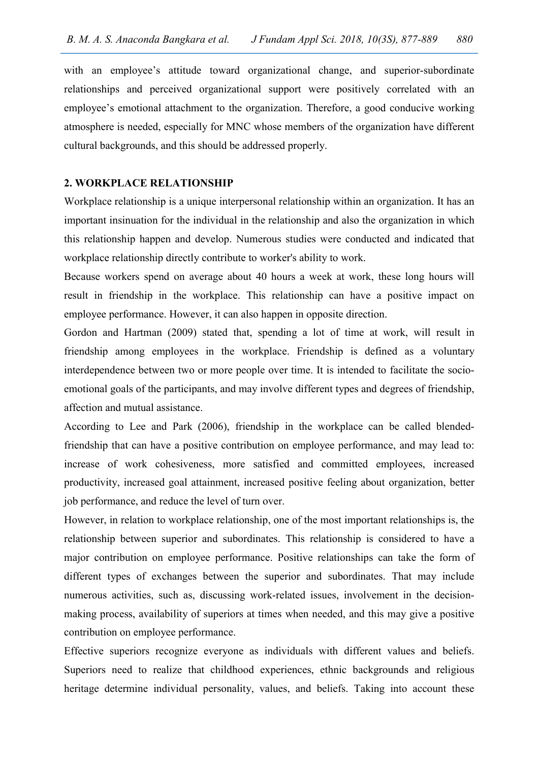with an employee's attitude toward organizational change, and superior-subordinate relationships and perceived organizational support were positively correlated with an employee's emotional attachment to the organization. Therefore, a good conducive working atmosphere is needed, especially for MNC whose members of the organization have different cultural backgrounds, and this should be addressed properly.

## 2. WORKPLACE RELATIONSHIP

Workplace relationship is a unique interpersonal relationship within an organization. It has an important insinuation for the individual in the relationship and also the organization in which this relationship happen and develop. Numerous studies were conducted and indicated that workplace relationship directly contribute to worker's ability to work.

Because workers spend on average about 40 hours a week at work, these long hours will result in friendship in the workplace. This relationship can have a positive impact on employee performance. However, it can also happen in opposite direction.

Gordon and Hartman (2009) stated that, spending a lot of time at work, will result in friendship among employees in the workplace. Friendship is defined as a voluntary interdependence between two or more people over time. It is intended to facilitate the socio-emotional goals of the participants, and may involve different types and degrees of friendship, affection and mutual assistance.

According to Lee and Park (2006), friendship in the workplace can be called blended-friendship that can have a positive contribution on employee performance, and may lead to: increase of work cohesiveness, more satisfied and committed employees, increased productivity, increased goal attainment, increased positive feeling about organization, better job performance, and reduce the level of turn over.

However, in relation to workplace relationship, one of the most important relationships is, the relationship between superior and subordinates. This relationship is considered to have a major contribution on employee performance. Positive relationships can take the form of different types of exchanges between the superior and subordinates. That may include numerous activities, such as, discussing work-related issues, involvement in the decision-making process, availability of superiors at times when needed, and this may give a positive contribution on employee performance.

Effective superiors recognize everyone as individuals with different values and beliefs. Superiors need to realize that childhood experiences, ethnic backgrounds and religious heritage determine individual personality, values, and beliefs. Taking into account these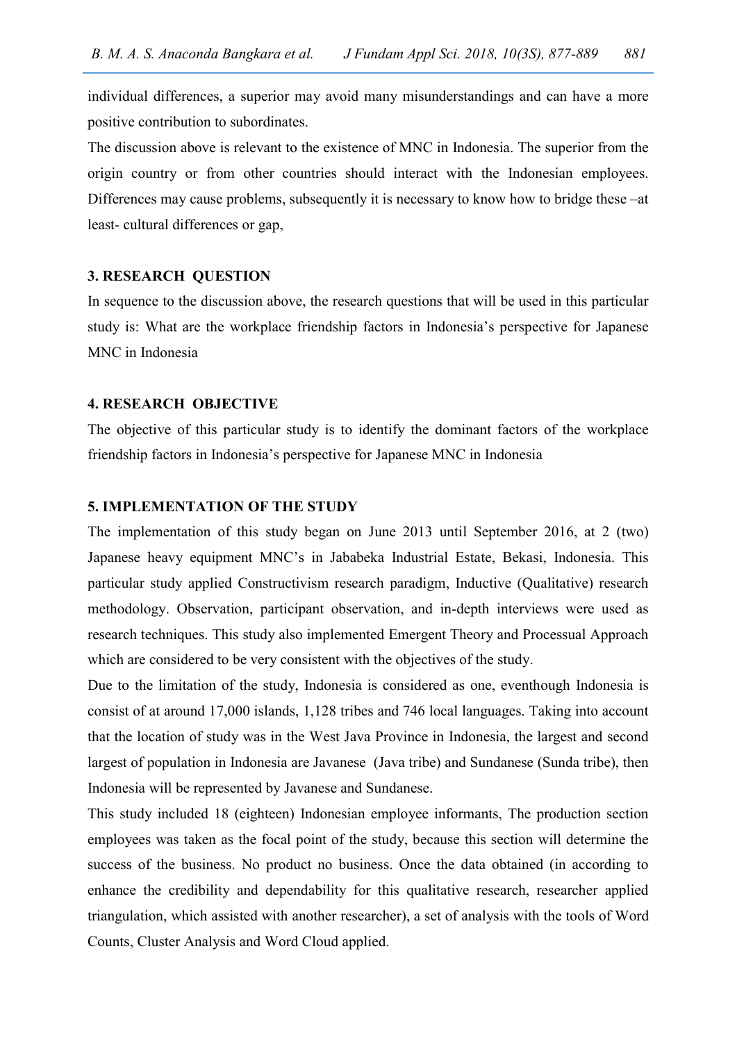individual differences, a superior may avoid many misunderstandings and can have a more positive contribution to subordinates.

The discussion above is relevant to the existence of MNC in Indonesia. The superior from the origin country or from other countries should interact with the Indonesian employees. Differences may cause problems, subsequently it is necessary to know how to bridge these –at least- cultural differences or gap,

## 3. RESEARCH QUESTION

In sequence to the discussion above, the research questions that will be used in this particular study is: What are the workplace friendship factors in Indonesia's perspective for Japanese MNC in Indonesia

## 4. RESEARCH OBJECTIVE

The objective of this particular study is to identify the dominant factors of the workplace friendship factors in Indonesia's perspective for Japanese MNC in Indonesia

## 5. IMPLEMENTATION OF THE STUDY

The implementation of this study began on June 2013 until September 2016, at 2 (two) Japanese heavy equipment MNC's in Jababeka Industrial Estate, Bekasi, Indonesia. This particular study applied Constructivism research paradigm, Inductive (Qualitative) research methodology. Observation, participant observation, and in-depth interviews were used as research techniques. This study also implemented Emergent Theory and Processual Approach which are considered to be very consistent with the objectives of the study.

Due to the limitation of the study, Indonesia is considered as one, eventhough Indonesia is consist of at around 17,000 islands, 1,128 tribes and 746 local languages. Taking into account that the location of study was in the West Java Province in Indonesia, the largest and second largest of population in Indonesia are Javanese (Java tribe) and Sundanese (Sunda tribe), then Indonesia will be represented by Javanese and Sundanese.

This study included 18 (eighteen) Indonesian employee informants, The production section employees was taken as the focal point of the study, because this section will determine the success of the business. No product no business. Once the data obtained (in according to enhance the credibility and dependability for this qualitative research, researcher applied triangulation, which assisted with another researcher), a set of analysis with the tools of Word Counts, Cluster Analysis and Word Cloud applied.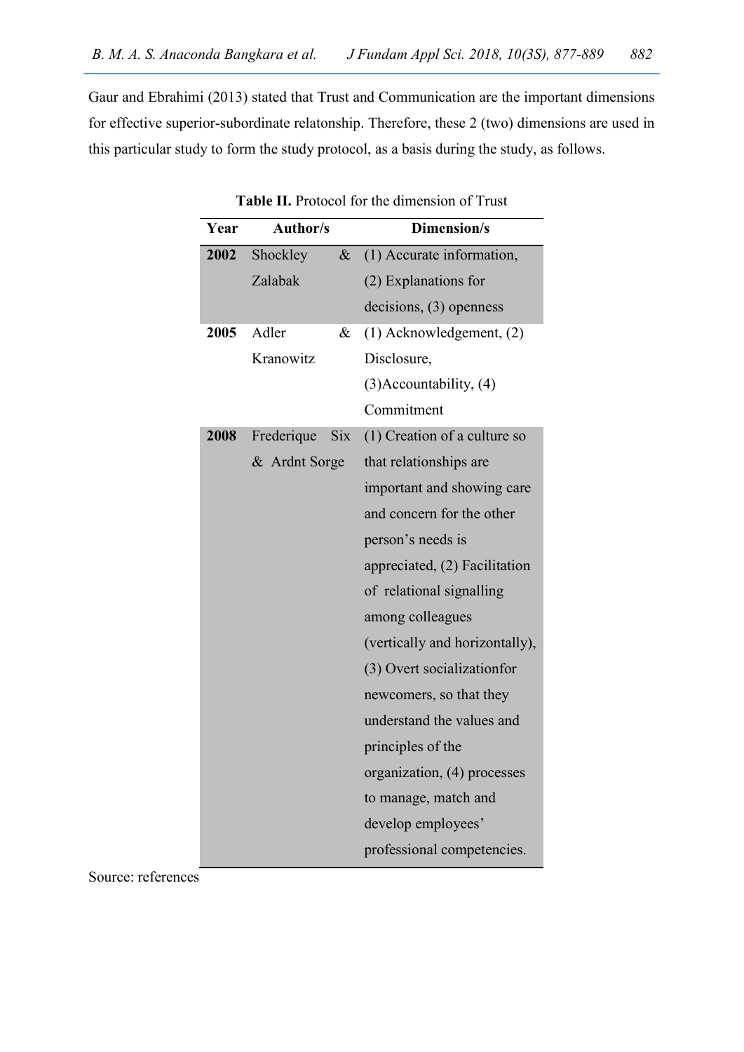Gaur and Ebrahimi (2013) stated that Trust and Communication are the important dimensions for effective superior-subordinate relatonship. Therefore, these 2 (two) dimensions are used in this particular study to form the study protocol, as a basis during the study, as follows.

**Table II.** Protocol for the dimension of Trust

| Year | Author/s | Dimension/s |
|---|---|---|
| **2002** | Shockley & Zalabak | (1) Accurate information, (2) Explanations for decisions, (3) openness |
| **2005** | Adler & Kranowitz | (1) Acknowledgement, (2) Disclosure, (3)Accountability, (4) Commitment |
| **2008** | Frederique Six & Ardnt Sorge | (1) Creation of a culture so that relationships are important and showing care and concern for the other person's needs is appreciated, (2) Facilitation of relational signalling among colleagues (vertically and horizontally), (3) Overt socializationfor newcomers, so that they understand the values and principles of the organization, (4) processes to manage, match and develop employees' professional competencies. |

Source: references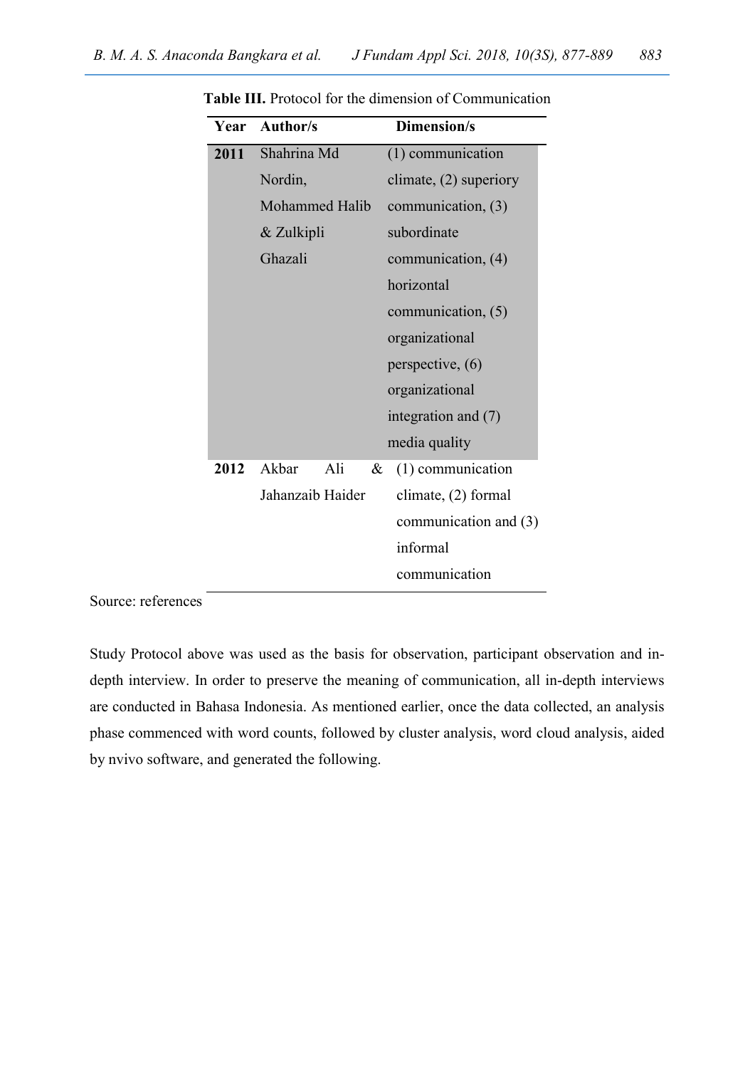**Table III.** Protocol for the dimension of Communication

| Year | Author/s | Dimension/s |
|---|---|---|
| **2011** | Shahrina Md Nordin, Mohammed Halib & Zulkipli Ghazali | (1) communication climate, (2) superiory communication, (3) subordinate communication, (4) horizontal communication, (5) organizational perspective, (6) organizational integration and (7) media quality |
| **2012** | Akbar Ali & Jahanzaib Haider | (1) communication climate, (2) formal communication and (3) informal communication |

Source: references

Study Protocol above was used as the basis for observation, participant observation and in-depth interview. In order to preserve the meaning of communication, all in-depth interviews are conducted in Bahasa Indonesia. As mentioned earlier, once the data collected, an analysis phase commenced with word counts, followed by cluster analysis, word cloud analysis, aided by nvivo software, and generated the following.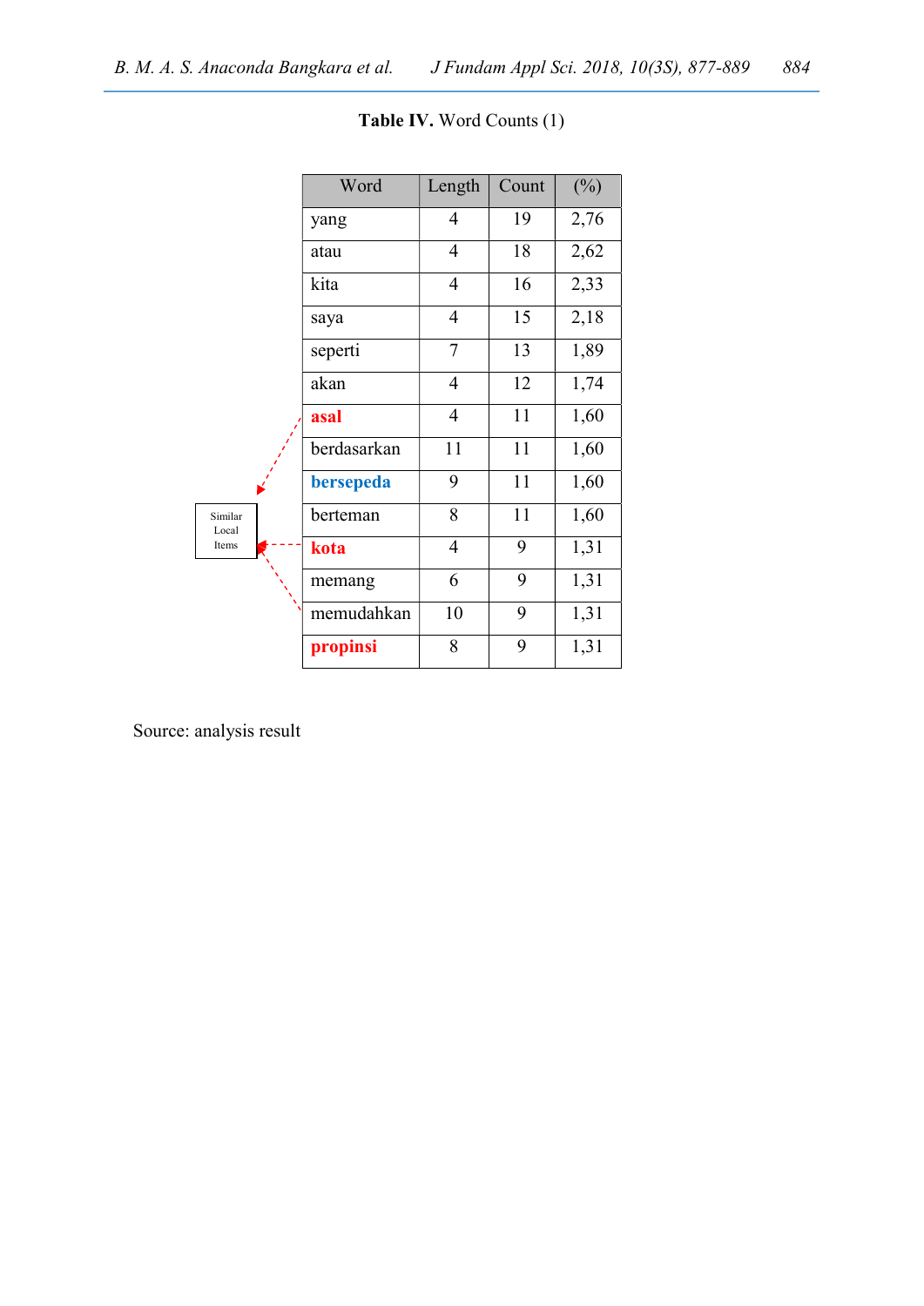**Table IV.** Word Counts (1)

| Word | Length | Count | (%) |
|---|---|---|---|
| yang | 4 | 19 | 2,76 |
| atau | 4 | 18 | 2,62 |
| kita | 4 | 16 | 2,33 |
| saya | 4 | 15 | 2,18 |
| seperti | 7 | 13 | 1,89 |
| akan | 4 | 12 | 1,74 |
| **asal** | 4 | 11 | 1,60 |
| berdasarkan | 11 | 11 | 1,60 |
| **bersepeda** | 9 | 11 | 1,60 |
| berteman | 8 | 11 | 1,60 |
| **kota** | 4 | 9 | 1,31 |
| memang | 6 | 9 | 1,31 |
| memudahkan | 10 | 9 | 1,31 |
| **propinsi** | 8 | 9 | 1,31 |

Similar Local Items

Source: analysis result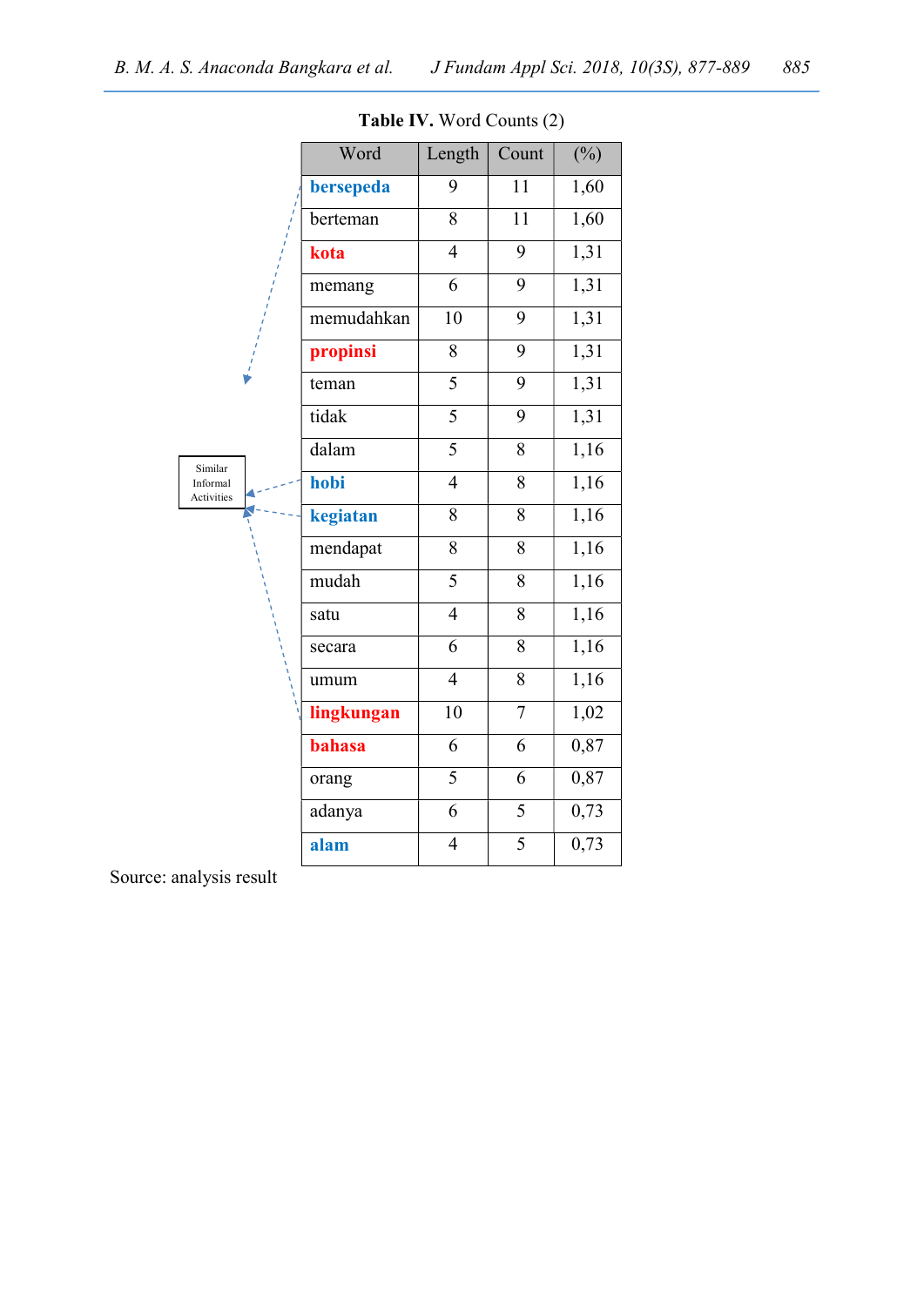**Table IV.** Word Counts (2)

| Word | Length | Count | (%) |
|---|---|---|---|
| **bersepeda** | 9 | 11 | 1,60 |
| berteman | 8 | 11 | 1,60 |
| **kota** | 4 | 9 | 1,31 |
| memang | 6 | 9 | 1,31 |
| memudahkan | 10 | 9 | 1,31 |
| **propinsi** | 8 | 9 | 1,31 |
| teman | 5 | 9 | 1,31 |
| tidak | 5 | 9 | 1,31 |
| dalam | 5 | 8 | 1,16 |
| **hobi** | 4 | 8 | 1,16 |
| **kegiatan** | 8 | 8 | 1,16 |
| mendapat | 8 | 8 | 1,16 |
| mudah | 5 | 8 | 1,16 |
| satu | 4 | 8 | 1,16 |
| secara | 6 | 8 | 1,16 |
| umum | 4 | 8 | 1,16 |
| **lingkungan** | 10 | 7 | 1,02 |
| **bahasa** | 6 | 6 | 0,87 |
| orang | 5 | 6 | 0,87 |
| adanya | 6 | 5 | 0,73 |
| **alam** | 4 | 5 | 0,73 |

Similar Informal Activities

Source: analysis result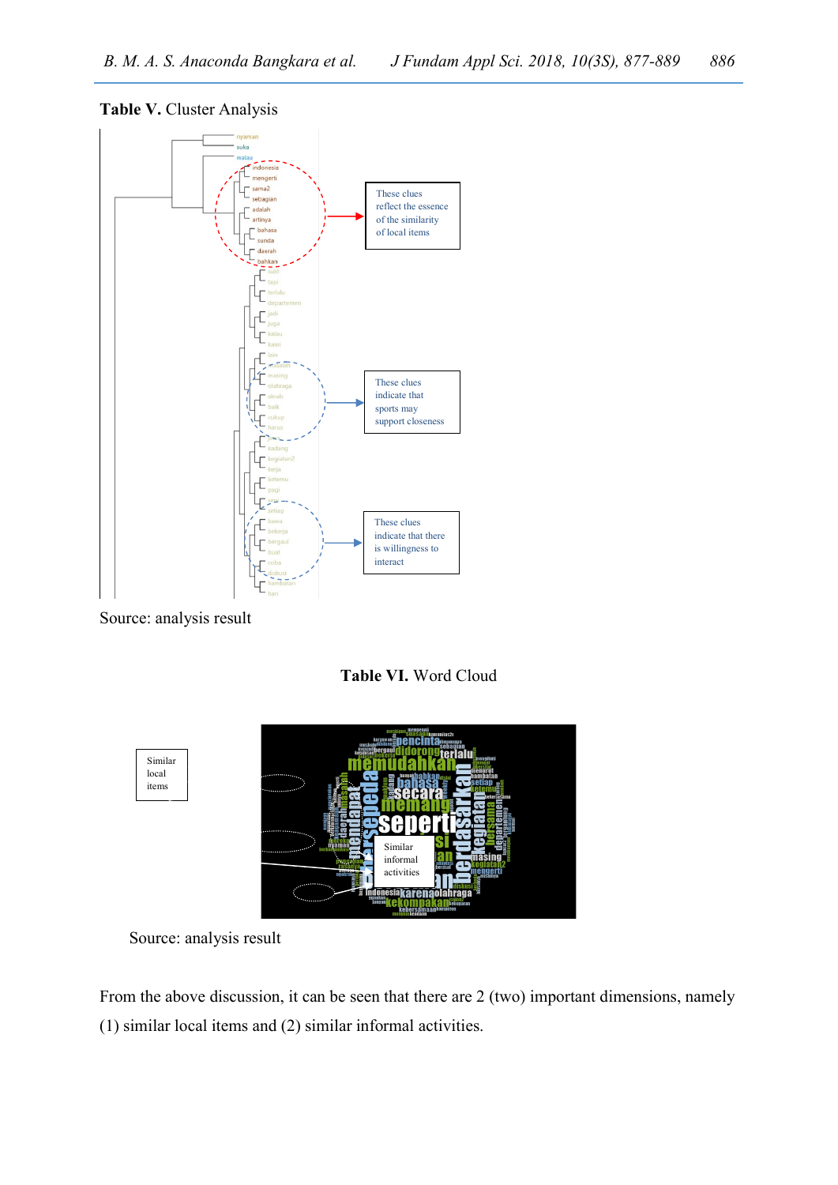**Table V.** Cluster Analysis

These clues reflect the essence of the similarity of local items

These clues indicate that sports may support closeness

These clues indicate that there is willingness to interact

Source: analysis result

**Table VI.** Word Cloud

Similar local items

Similar informal activities

Source: analysis result

From the above discussion, it can be seen that there are 2 (two) important dimensions, namely (1) similar local items and (2) similar informal activities.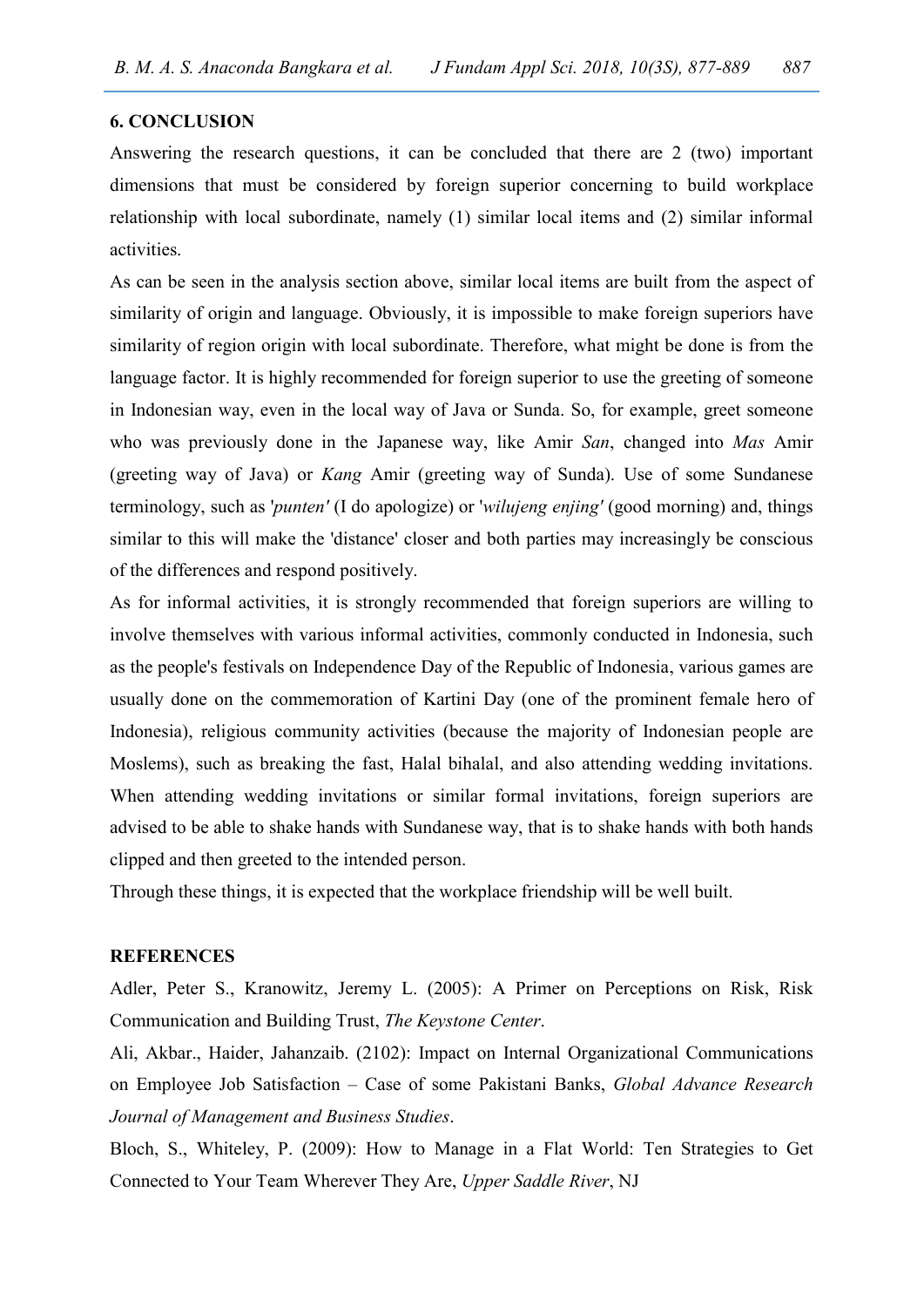## 6. CONCLUSION

Answering the research questions, it can be concluded that there are 2 (two) important dimensions that must be considered by foreign superior concerning to build workplace relationship with local subordinate, namely (1) similar local items and (2) similar informal activities.

As can be seen in the analysis section above, similar local items are built from the aspect of similarity of origin and language. Obviously, it is impossible to make foreign superiors have similarity of region origin with local subordinate. Therefore, what might be done is from the language factor. It is highly recommended for foreign superior to use the greeting of someone in Indonesian way, even in the local way of Java or Sunda. So, for example, greet someone who was previously done in the Japanese way, like Amir *San*, changed into *Mas* Amir (greeting way of Java) or *Kang* Amir (greeting way of Sunda). Use of some Sundanese terminology, such as '*punten'* (I do apologize) or '*wilujeng enjing'* (good morning) and, things similar to this will make the 'distance' closer and both parties may increasingly be conscious of the differences and respond positively.

As for informal activities, it is strongly recommended that foreign superiors are willing to involve themselves with various informal activities, commonly conducted in Indonesia, such as the people's festivals on Independence Day of the Republic of Indonesia, various games are usually done on the commemoration of Kartini Day (one of the prominent female hero of Indonesia), religious community activities (because the majority of Indonesian people are Moslems), such as breaking the fast, Halal bihalal, and also attending wedding invitations. When attending wedding invitations or similar formal invitations, foreign superiors are advised to be able to shake hands with Sundanese way, that is to shake hands with both hands clipped and then greeted to the intended person.

Through these things, it is expected that the workplace friendship will be well built.

## REFERENCES

Adler, Peter S., Kranowitz, Jeremy L. (2005): A Primer on Perceptions on Risk, Risk Communication and Building Trust, *The Keystone Center*.

Ali, Akbar., Haider, Jahanzaib. (2102): Impact on Internal Organizational Communications on Employee Job Satisfaction – Case of some Pakistani Banks, *Global Advance Research Journal of Management and Business Studies*.

Bloch, S., Whiteley, P. (2009): How to Manage in a Flat World: Ten Strategies to Get Connected to Your Team Wherever They Are, *Upper Saddle River*, NJ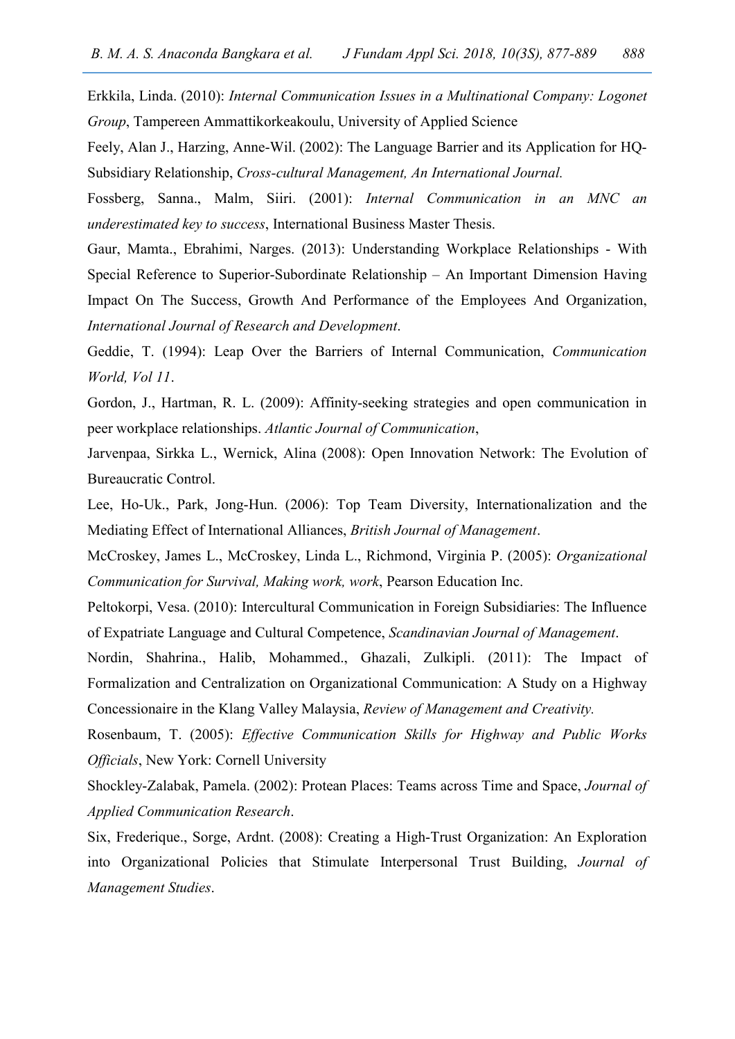Erkkila, Linda. (2010): *Internal Communication Issues in a Multinational Company: Logonet Group*, Tampereen Ammattikorkeakoulu, University of Applied Science

Feely, Alan J., Harzing, Anne-Wil. (2002): The Language Barrier and its Application for HQ-Subsidiary Relationship, *Cross-cultural Management, An International Journal.*

Fossberg, Sanna., Malm, Siiri. (2001): *Internal Communication in an MNC an underestimated key to success*, International Business Master Thesis.

Gaur, Mamta., Ebrahimi, Narges. (2013): Understanding Workplace Relationships - With Special Reference to Superior-Subordinate Relationship – An Important Dimension Having Impact On The Success, Growth And Performance of the Employees And Organization, *International Journal of Research and Development*.

Geddie, T. (1994): Leap Over the Barriers of Internal Communication, *Communication World, Vol 11*.

Gordon, J., Hartman, R. L. (2009): Affinity-seeking strategies and open communication in peer workplace relationships. *Atlantic Journal of Communication*,

Jarvenpaa, Sirkka L., Wernick, Alina (2008): Open Innovation Network: The Evolution of Bureaucratic Control.

Lee, Ho-Uk., Park, Jong-Hun. (2006): Top Team Diversity, Internationalization and the Mediating Effect of International Alliances, *British Journal of Management*.

McCroskey, James L., McCroskey, Linda L., Richmond, Virginia P. (2005): *Organizational Communication for Survival, Making work, work*, Pearson Education Inc.

Peltokorpi, Vesa. (2010): Intercultural Communication in Foreign Subsidiaries: The Influence of Expatriate Language and Cultural Competence, *Scandinavian Journal of Management*.

Nordin, Shahrina., Halib, Mohammed., Ghazali, Zulkipli. (2011): The Impact of Formalization and Centralization on Organizational Communication: A Study on a Highway Concessionaire in the Klang Valley Malaysia, *Review of Management and Creativity.*

Rosenbaum, T. (2005): *Effective Communication Skills for Highway and Public Works Officials*, New York: Cornell University

Shockley-Zalabak, Pamela. (2002): Protean Places: Teams across Time and Space, *Journal of Applied Communication Research*.

Six, Frederique., Sorge, Ardnt. (2008): Creating a High-Trust Organization: An Exploration into Organizational Policies that Stimulate Interpersonal Trust Building, *Journal of Management Studies*.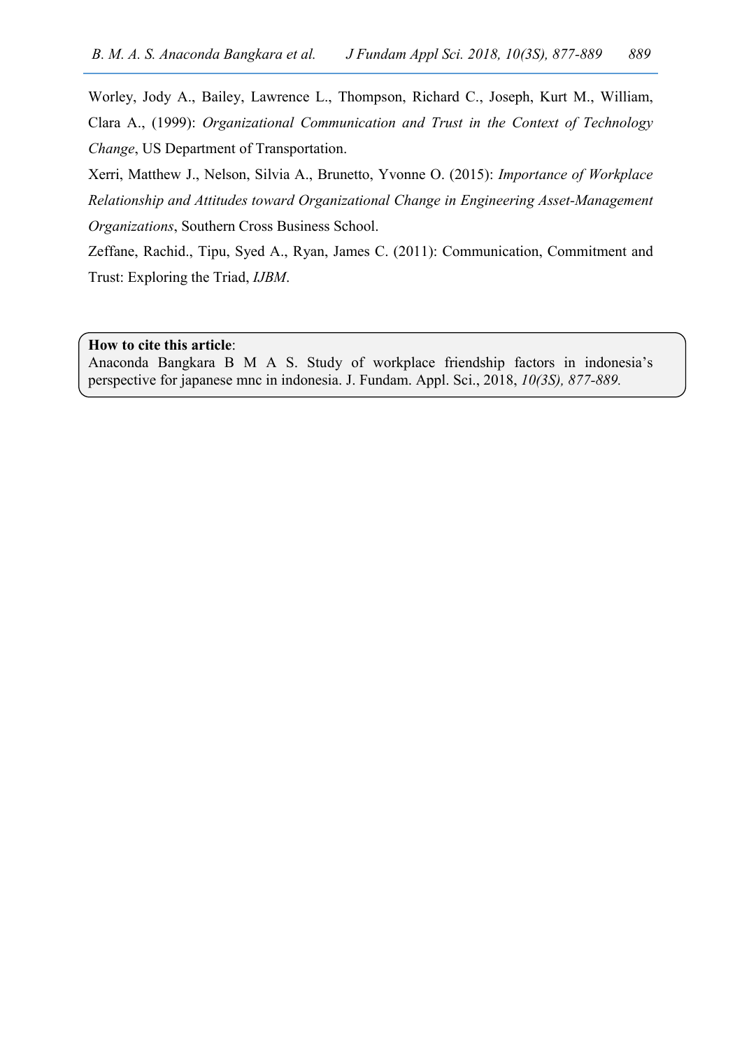Worley, Jody A., Bailey, Lawrence L., Thompson, Richard C., Joseph, Kurt M., William, Clara A., (1999): *Organizational Communication and Trust in the Context of Technology Change*, US Department of Transportation.

Xerri, Matthew J., Nelson, Silvia A., Brunetto, Yvonne O. (2015): *Importance of Workplace Relationship and Attitudes toward Organizational Change in Engineering Asset-Management Organizations*, Southern Cross Business School.

Zeffane, Rachid., Tipu, Syed A., Ryan, James C. (2011): Communication, Commitment and Trust: Exploring the Triad, *IJBM*.

**How to cite this article**:
Anaconda Bangkara B M A S. Study of workplace friendship factors in indonesia's perspective for japanese mnc in indonesia. J. Fundam. Appl. Sci., 2018, *10(3S), 877-889.*